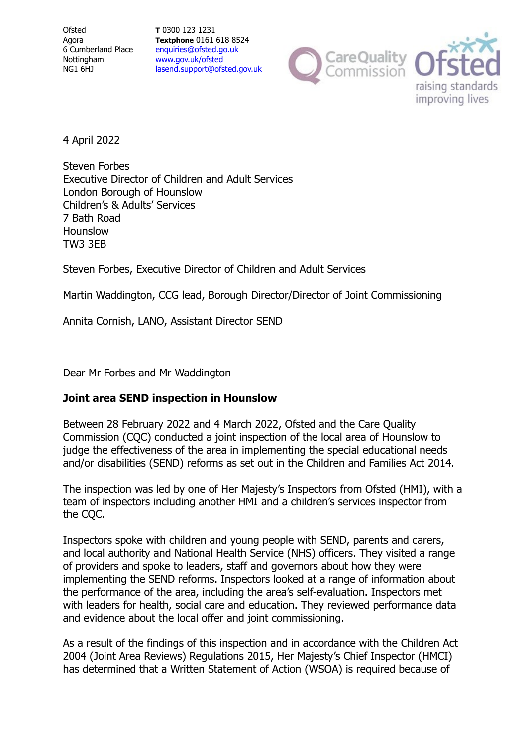Ofsted
Agora
6 Cumberland Place
Nottingham
NG1 6HJ

**T** 0300 123 1231
**Textphone** 0161 618 8524
enquiries@ofsted.gov.uk
www.gov.uk/ofsted
lasend.support@ofsted.gov.uk

4 April 2022

Steven Forbes
Executive Director of Children and Adult Services
London Borough of Hounslow
Children's & Adults' Services
7 Bath Road
Hounslow
TW3 3EB

Steven Forbes, Executive Director of Children and Adult Services

Martin Waddington, CCG lead, Borough Director/Director of Joint Commissioning

Annita Cornish, LANO, Assistant Director SEND

Dear Mr Forbes and Mr Waddington

**Joint area SEND inspection in Hounslow**

Between 28 February 2022 and 4 March 2022, Ofsted and the Care Quality Commission (CQC) conducted a joint inspection of the local area of Hounslow to judge the effectiveness of the area in implementing the special educational needs and/or disabilities (SEND) reforms as set out in the Children and Families Act 2014.

The inspection was led by one of Her Majesty's Inspectors from Ofsted (HMI), with a team of inspectors including another HMI and a children's services inspector from the CQC.

Inspectors spoke with children and young people with SEND, parents and carers, and local authority and National Health Service (NHS) officers. They visited a range of providers and spoke to leaders, staff and governors about how they were implementing the SEND reforms. Inspectors looked at a range of information about the performance of the area, including the area's self-evaluation. Inspectors met with leaders for health, social care and education. They reviewed performance data and evidence about the local offer and joint commissioning.

As a result of the findings of this inspection and in accordance with the Children Act 2004 (Joint Area Reviews) Regulations 2015, Her Majesty's Chief Inspector (HMCI) has determined that a Written Statement of Action (WSOA) is required because of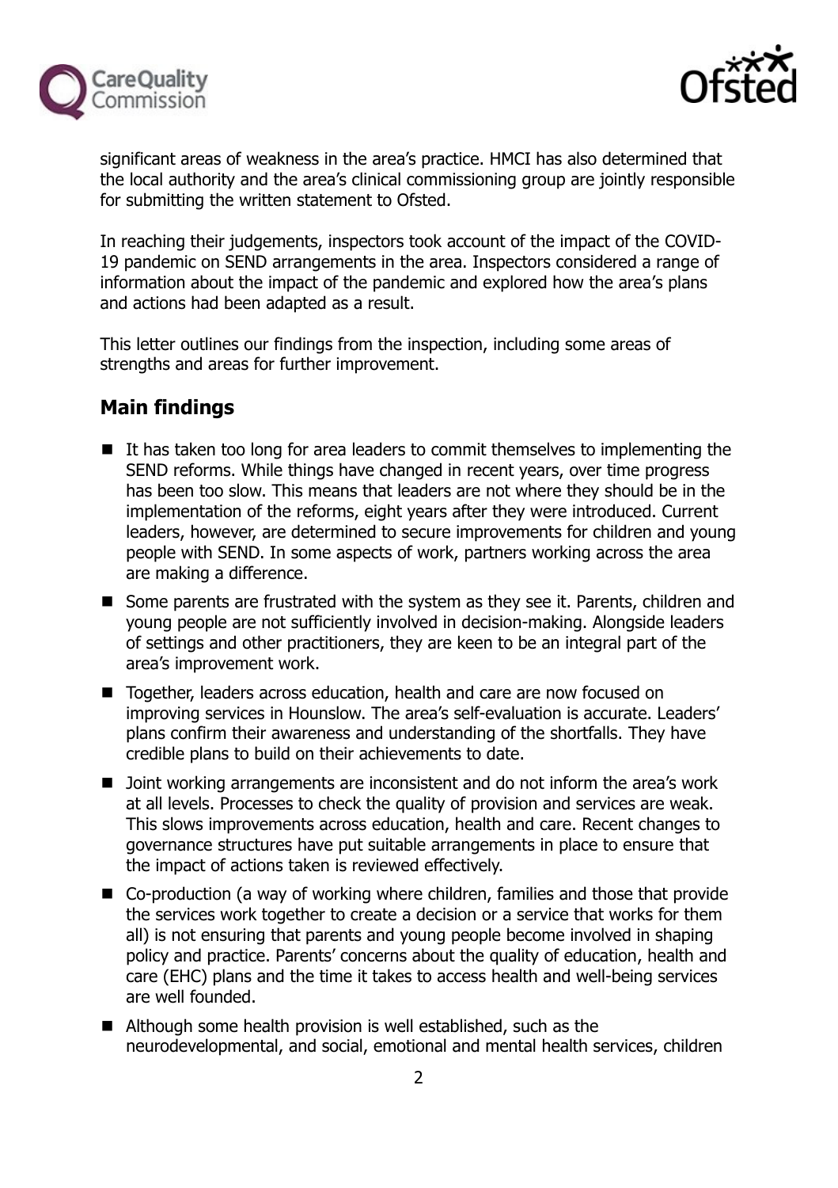significant areas of weakness in the area's practice. HMCI has also determined that the local authority and the area's clinical commissioning group are jointly responsible for submitting the written statement to Ofsted.

In reaching their judgements, inspectors took account of the impact of the COVID-19 pandemic on SEND arrangements in the area. Inspectors considered a range of information about the impact of the pandemic and explored how the area's plans and actions had been adapted as a result.

This letter outlines our findings from the inspection, including some areas of strengths and areas for further improvement.

## Main findings

- It has taken too long for area leaders to commit themselves to implementing the SEND reforms. While things have changed in recent years, over time progress has been too slow. This means that leaders are not where they should be in the implementation of the reforms, eight years after they were introduced. Current leaders, however, are determined to secure improvements for children and young people with SEND. In some aspects of work, partners working across the area are making a difference.
- Some parents are frustrated with the system as they see it. Parents, children and young people are not sufficiently involved in decision-making. Alongside leaders of settings and other practitioners, they are keen to be an integral part of the area's improvement work.
- Together, leaders across education, health and care are now focused on improving services in Hounslow. The area's self-evaluation is accurate. Leaders' plans confirm their awareness and understanding of the shortfalls. They have credible plans to build on their achievements to date.
- Joint working arrangements are inconsistent and do not inform the area's work at all levels. Processes to check the quality of provision and services are weak. This slows improvements across education, health and care. Recent changes to governance structures have put suitable arrangements in place to ensure that the impact of actions taken is reviewed effectively.
- Co-production (a way of working where children, families and those that provide the services work together to create a decision or a service that works for them all) is not ensuring that parents and young people become involved in shaping policy and practice. Parents' concerns about the quality of education, health and care (EHC) plans and the time it takes to access health and well-being services are well founded.
- Although some health provision is well established, such as the neurodevelopmental, and social, emotional and mental health services, children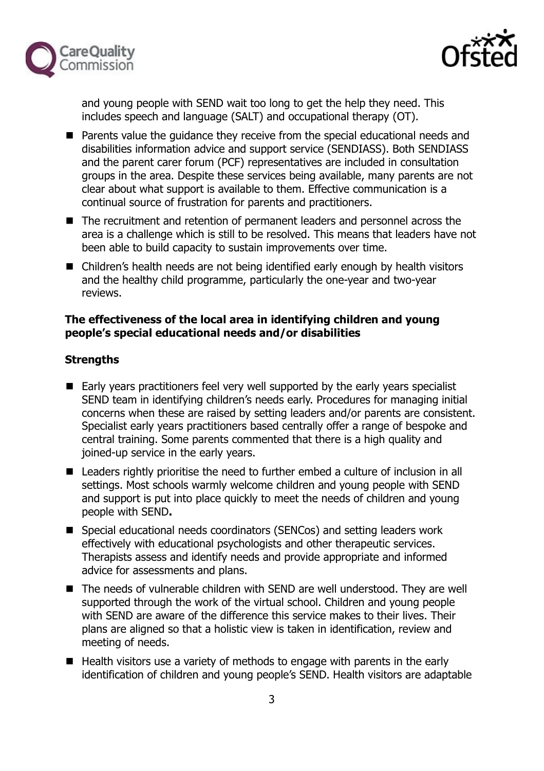and young people with SEND wait too long to get the help they need. This includes speech and language (SALT) and occupational therapy (OT).

- Parents value the guidance they receive from the special educational needs and disabilities information advice and support service (SENDIASS). Both SENDIASS and the parent carer forum (PCF) representatives are included in consultation groups in the area. Despite these services being available, many parents are not clear about what support is available to them. Effective communication is a continual source of frustration for parents and practitioners.
- The recruitment and retention of permanent leaders and personnel across the area is a challenge which is still to be resolved. This means that leaders have not been able to build capacity to sustain improvements over time.
- Children's health needs are not being identified early enough by health visitors and the healthy child programme, particularly the one-year and two-year reviews.

**The effectiveness of the local area in identifying children and young people's special educational needs and/or disabilities**

**Strengths**

- Early years practitioners feel very well supported by the early years specialist SEND team in identifying children's needs early. Procedures for managing initial concerns when these are raised by setting leaders and/or parents are consistent. Specialist early years practitioners based centrally offer a range of bespoke and central training. Some parents commented that there is a high quality and joined-up service in the early years.
- Leaders rightly prioritise the need to further embed a culture of inclusion in all settings. Most schools warmly welcome children and young people with SEND and support is put into place quickly to meet the needs of children and young people with SEND**.**
- Special educational needs coordinators (SENCos) and setting leaders work effectively with educational psychologists and other therapeutic services. Therapists assess and identify needs and provide appropriate and informed advice for assessments and plans.
- The needs of vulnerable children with SEND are well understood. They are well supported through the work of the virtual school. Children and young people with SEND are aware of the difference this service makes to their lives. Their plans are aligned so that a holistic view is taken in identification, review and meeting of needs.
- Health visitors use a variety of methods to engage with parents in the early identification of children and young people's SEND. Health visitors are adaptable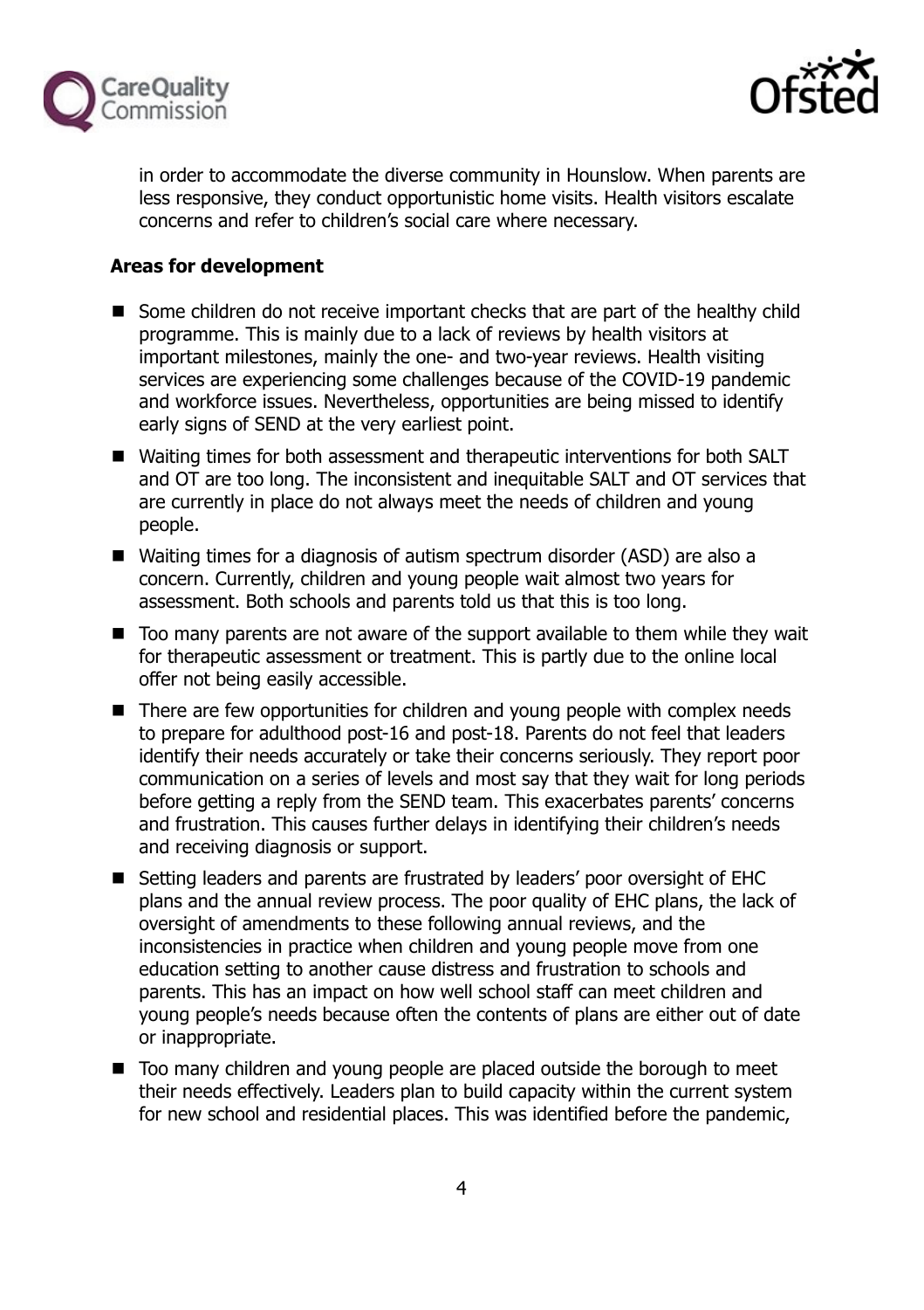in order to accommodate the diverse community in Hounslow. When parents are less responsive, they conduct opportunistic home visits. Health visitors escalate concerns and refer to children's social care where necessary.

**Areas for development**

- Some children do not receive important checks that are part of the healthy child programme. This is mainly due to a lack of reviews by health visitors at important milestones, mainly the one- and two-year reviews. Health visiting services are experiencing some challenges because of the COVID-19 pandemic and workforce issues. Nevertheless, opportunities are being missed to identify early signs of SEND at the very earliest point.
- Waiting times for both assessment and therapeutic interventions for both SALT and OT are too long. The inconsistent and inequitable SALT and OT services that are currently in place do not always meet the needs of children and young people.
- Waiting times for a diagnosis of autism spectrum disorder (ASD) are also a concern. Currently, children and young people wait almost two years for assessment. Both schools and parents told us that this is too long.
- Too many parents are not aware of the support available to them while they wait for therapeutic assessment or treatment. This is partly due to the online local offer not being easily accessible.
- There are few opportunities for children and young people with complex needs to prepare for adulthood post-16 and post-18. Parents do not feel that leaders identify their needs accurately or take their concerns seriously. They report poor communication on a series of levels and most say that they wait for long periods before getting a reply from the SEND team. This exacerbates parents' concerns and frustration. This causes further delays in identifying their children's needs and receiving diagnosis or support.
- Setting leaders and parents are frustrated by leaders' poor oversight of EHC plans and the annual review process. The poor quality of EHC plans, the lack of oversight of amendments to these following annual reviews, and the inconsistencies in practice when children and young people move from one education setting to another cause distress and frustration to schools and parents. This has an impact on how well school staff can meet children and young people's needs because often the contents of plans are either out of date or inappropriate.
- Too many children and young people are placed outside the borough to meet their needs effectively. Leaders plan to build capacity within the current system for new school and residential places. This was identified before the pandemic,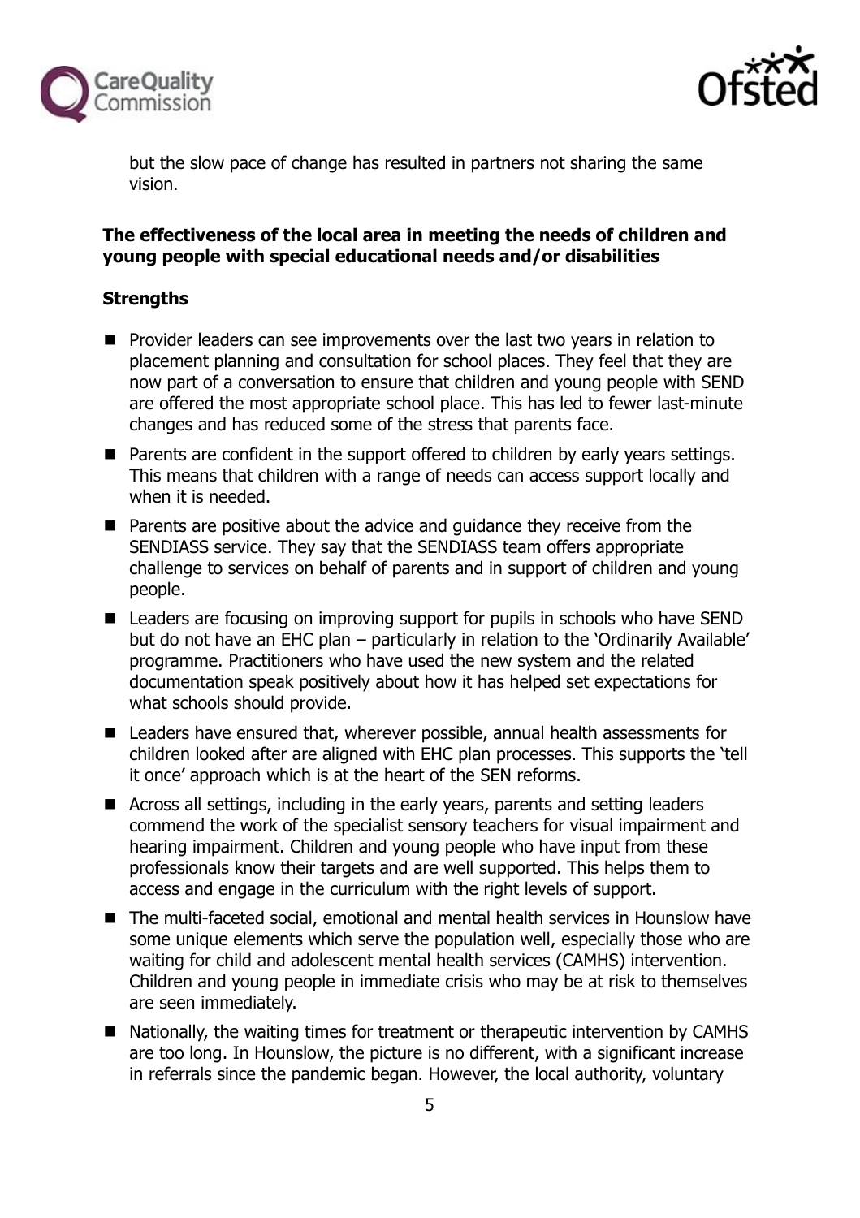but the slow pace of change has resulted in partners not sharing the same vision.

**The effectiveness of the local area in meeting the needs of children and young people with special educational needs and/or disabilities**

**Strengths**

- Provider leaders can see improvements over the last two years in relation to placement planning and consultation for school places. They feel that they are now part of a conversation to ensure that children and young people with SEND are offered the most appropriate school place. This has led to fewer last-minute changes and has reduced some of the stress that parents face.
- Parents are confident in the support offered to children by early years settings. This means that children with a range of needs can access support locally and when it is needed.
- Parents are positive about the advice and guidance they receive from the SENDIASS service. They say that the SENDIASS team offers appropriate challenge to services on behalf of parents and in support of children and young people.
- Leaders are focusing on improving support for pupils in schools who have SEND but do not have an EHC plan – particularly in relation to the 'Ordinarily Available' programme. Practitioners who have used the new system and the related documentation speak positively about how it has helped set expectations for what schools should provide.
- Leaders have ensured that, wherever possible, annual health assessments for children looked after are aligned with EHC plan processes. This supports the 'tell it once' approach which is at the heart of the SEN reforms.
- Across all settings, including in the early years, parents and setting leaders commend the work of the specialist sensory teachers for visual impairment and hearing impairment. Children and young people who have input from these professionals know their targets and are well supported. This helps them to access and engage in the curriculum with the right levels of support.
- The multi-faceted social, emotional and mental health services in Hounslow have some unique elements which serve the population well, especially those who are waiting for child and adolescent mental health services (CAMHS) intervention. Children and young people in immediate crisis who may be at risk to themselves are seen immediately.
- Nationally, the waiting times for treatment or therapeutic intervention by CAMHS are too long. In Hounslow, the picture is no different, with a significant increase in referrals since the pandemic began. However, the local authority, voluntary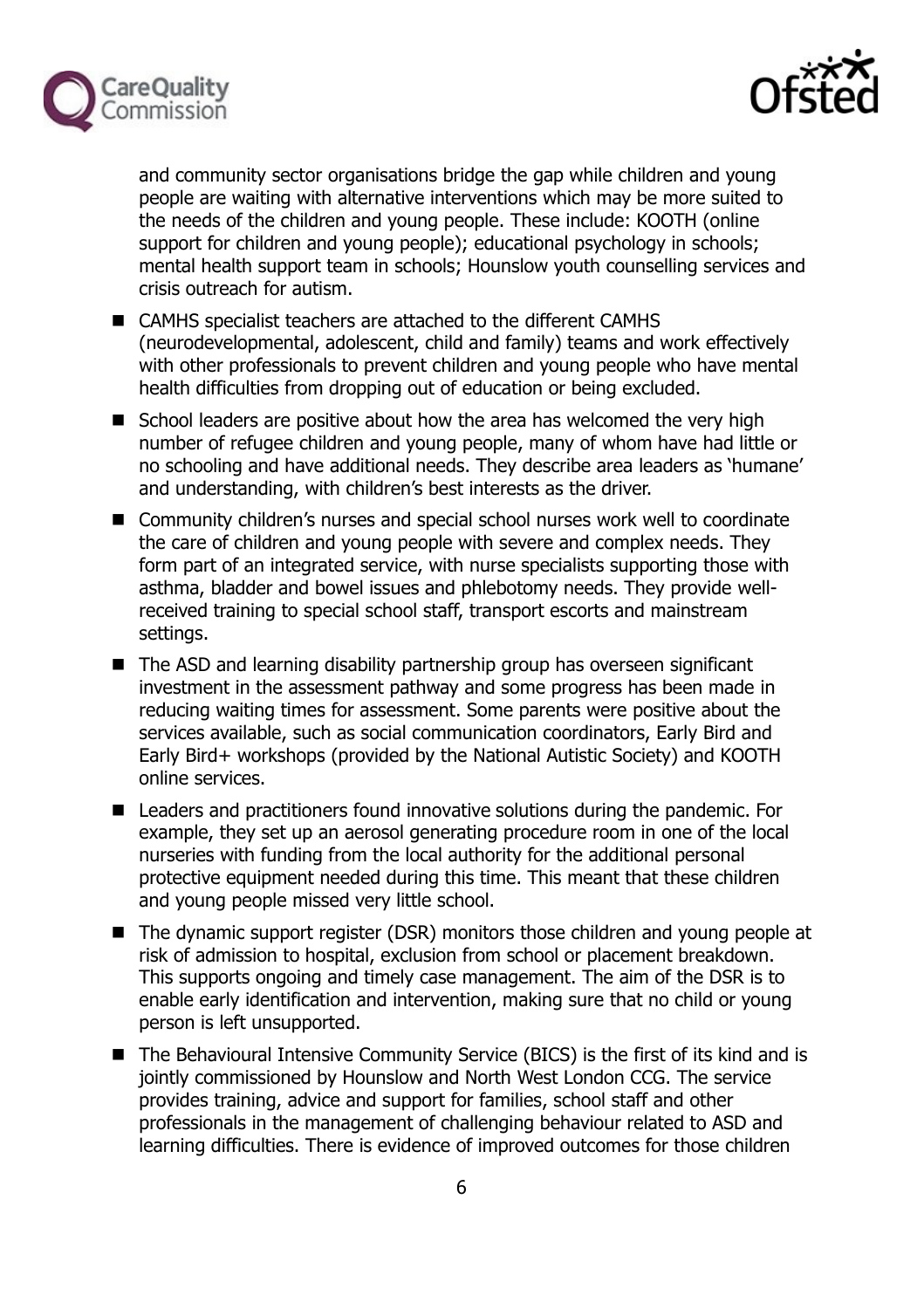and community sector organisations bridge the gap while children and young people are waiting with alternative interventions which may be more suited to the needs of the children and young people. These include: KOOTH (online support for children and young people); educational psychology in schools; mental health support team in schools; Hounslow youth counselling services and crisis outreach for autism.

- CAMHS specialist teachers are attached to the different CAMHS (neurodevelopmental, adolescent, child and family) teams and work effectively with other professionals to prevent children and young people who have mental health difficulties from dropping out of education or being excluded.
- School leaders are positive about how the area has welcomed the very high number of refugee children and young people, many of whom have had little or no schooling and have additional needs. They describe area leaders as 'humane' and understanding, with children's best interests as the driver.
- Community children's nurses and special school nurses work well to coordinate the care of children and young people with severe and complex needs. They form part of an integrated service, with nurse specialists supporting those with asthma, bladder and bowel issues and phlebotomy needs. They provide well-received training to special school staff, transport escorts and mainstream settings.
- The ASD and learning disability partnership group has overseen significant investment in the assessment pathway and some progress has been made in reducing waiting times for assessment. Some parents were positive about the services available, such as social communication coordinators, Early Bird and Early Bird+ workshops (provided by the National Autistic Society) and KOOTH online services.
- Leaders and practitioners found innovative solutions during the pandemic. For example, they set up an aerosol generating procedure room in one of the local nurseries with funding from the local authority for the additional personal protective equipment needed during this time. This meant that these children and young people missed very little school.
- The dynamic support register (DSR) monitors those children and young people at risk of admission to hospital, exclusion from school or placement breakdown. This supports ongoing and timely case management. The aim of the DSR is to enable early identification and intervention, making sure that no child or young person is left unsupported.
- The Behavioural Intensive Community Service (BICS) is the first of its kind and is jointly commissioned by Hounslow and North West London CCG. The service provides training, advice and support for families, school staff and other professionals in the management of challenging behaviour related to ASD and learning difficulties. There is evidence of improved outcomes for those children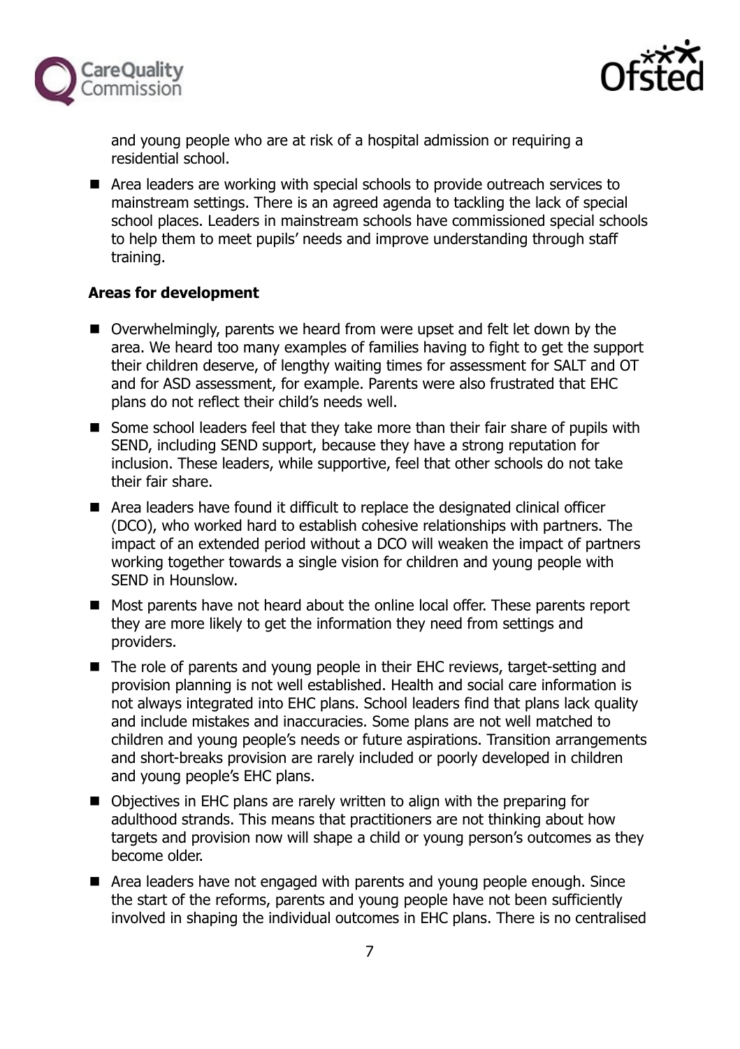and young people who are at risk of a hospital admission or requiring a residential school.

- Area leaders are working with special schools to provide outreach services to mainstream settings. There is an agreed agenda to tackling the lack of special school places. Leaders in mainstream schools have commissioned special schools to help them to meet pupils' needs and improve understanding through staff training.

**Areas for development**

- Overwhelmingly, parents we heard from were upset and felt let down by the area. We heard too many examples of families having to fight to get the support their children deserve, of lengthy waiting times for assessment for SALT and OT and for ASD assessment, for example. Parents were also frustrated that EHC plans do not reflect their child's needs well.
- Some school leaders feel that they take more than their fair share of pupils with SEND, including SEND support, because they have a strong reputation for inclusion. These leaders, while supportive, feel that other schools do not take their fair share.
- Area leaders have found it difficult to replace the designated clinical officer (DCO), who worked hard to establish cohesive relationships with partners. The impact of an extended period without a DCO will weaken the impact of partners working together towards a single vision for children and young people with SEND in Hounslow.
- Most parents have not heard about the online local offer. These parents report they are more likely to get the information they need from settings and providers.
- The role of parents and young people in their EHC reviews, target-setting and provision planning is not well established. Health and social care information is not always integrated into EHC plans. School leaders find that plans lack quality and include mistakes and inaccuracies. Some plans are not well matched to children and young people's needs or future aspirations. Transition arrangements and short-breaks provision are rarely included or poorly developed in children and young people's EHC plans.
- Objectives in EHC plans are rarely written to align with the preparing for adulthood strands. This means that practitioners are not thinking about how targets and provision now will shape a child or young person's outcomes as they become older.
- Area leaders have not engaged with parents and young people enough. Since the start of the reforms, parents and young people have not been sufficiently involved in shaping the individual outcomes in EHC plans. There is no centralised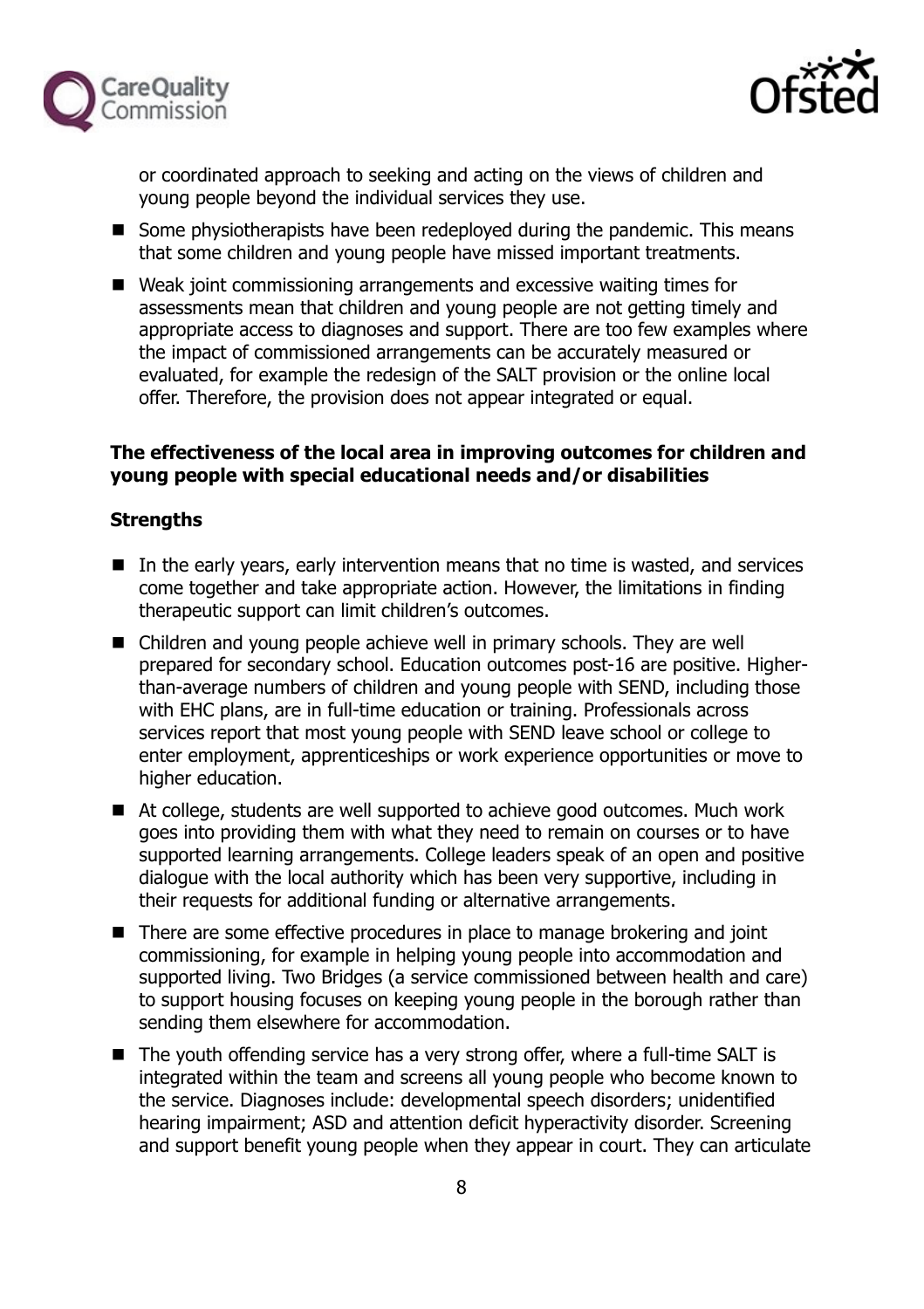or coordinated approach to seeking and acting on the views of children and young people beyond the individual services they use.

- Some physiotherapists have been redeployed during the pandemic. This means that some children and young people have missed important treatments.
- Weak joint commissioning arrangements and excessive waiting times for assessments mean that children and young people are not getting timely and appropriate access to diagnoses and support. There are too few examples where the impact of commissioned arrangements can be accurately measured or evaluated, for example the redesign of the SALT provision or the online local offer. Therefore, the provision does not appear integrated or equal.

**The effectiveness of the local area in improving outcomes for children and young people with special educational needs and/or disabilities**

**Strengths**

- In the early years, early intervention means that no time is wasted, and services come together and take appropriate action. However, the limitations in finding therapeutic support can limit children's outcomes.
- Children and young people achieve well in primary schools. They are well prepared for secondary school. Education outcomes post-16 are positive. Higher-than-average numbers of children and young people with SEND, including those with EHC plans, are in full-time education or training. Professionals across services report that most young people with SEND leave school or college to enter employment, apprenticeships or work experience opportunities or move to higher education.
- At college, students are well supported to achieve good outcomes. Much work goes into providing them with what they need to remain on courses or to have supported learning arrangements. College leaders speak of an open and positive dialogue with the local authority which has been very supportive, including in their requests for additional funding or alternative arrangements.
- There are some effective procedures in place to manage brokering and joint commissioning, for example in helping young people into accommodation and supported living. Two Bridges (a service commissioned between health and care) to support housing focuses on keeping young people in the borough rather than sending them elsewhere for accommodation.
- The youth offending service has a very strong offer, where a full-time SALT is integrated within the team and screens all young people who become known to the service. Diagnoses include: developmental speech disorders; unidentified hearing impairment; ASD and attention deficit hyperactivity disorder. Screening and support benefit young people when they appear in court. They can articulate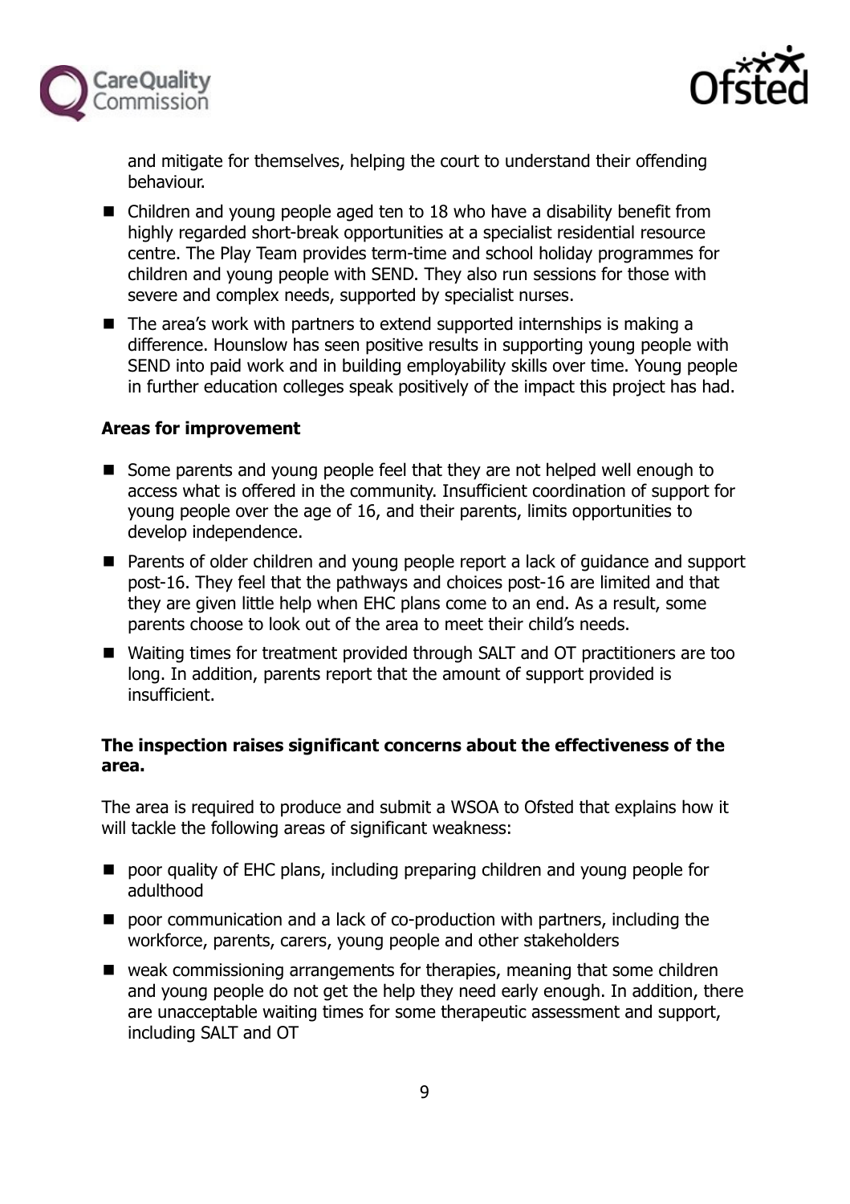and mitigate for themselves, helping the court to understand their offending behaviour.

- Children and young people aged ten to 18 who have a disability benefit from highly regarded short-break opportunities at a specialist residential resource centre. The Play Team provides term-time and school holiday programmes for children and young people with SEND. They also run sessions for those with severe and complex needs, supported by specialist nurses.
- The area's work with partners to extend supported internships is making a difference. Hounslow has seen positive results in supporting young people with SEND into paid work and in building employability skills over time. Young people in further education colleges speak positively of the impact this project has had.

**Areas for improvement**

- Some parents and young people feel that they are not helped well enough to access what is offered in the community. Insufficient coordination of support for young people over the age of 16, and their parents, limits opportunities to develop independence.
- Parents of older children and young people report a lack of guidance and support post-16. They feel that the pathways and choices post-16 are limited and that they are given little help when EHC plans come to an end. As a result, some parents choose to look out of the area to meet their child's needs.
- Waiting times for treatment provided through SALT and OT practitioners are too long. In addition, parents report that the amount of support provided is insufficient.

**The inspection raises significant concerns about the effectiveness of the area.**

The area is required to produce and submit a WSOA to Ofsted that explains how it will tackle the following areas of significant weakness:

- poor quality of EHC plans, including preparing children and young people for adulthood
- poor communication and a lack of co-production with partners, including the workforce, parents, carers, young people and other stakeholders
- weak commissioning arrangements for therapies, meaning that some children and young people do not get the help they need early enough. In addition, there are unacceptable waiting times for some therapeutic assessment and support, including SALT and OT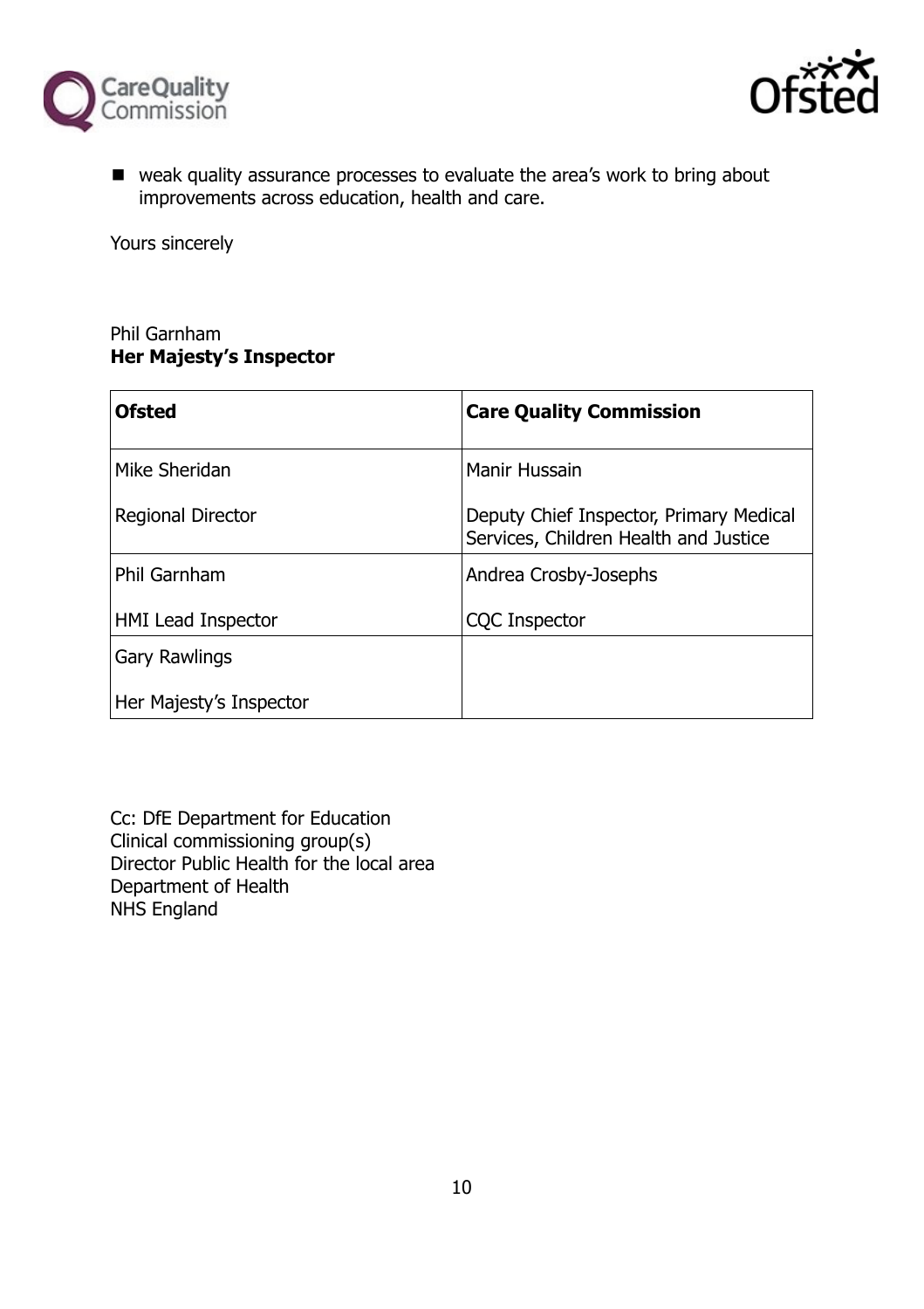- weak quality assurance processes to evaluate the area's work to bring about improvements across education, health and care.

Yours sincerely

Phil Garnham
**Her Majesty's Inspector**

| **Ofsted** | **Care Quality Commission** |
|---|---|
| Mike Sheridan<br><br>Regional Director | Manir Hussain<br><br>Deputy Chief Inspector, Primary Medical Services, Children Health and Justice |
| Phil Garnham<br><br>HMI Lead Inspector | Andrea Crosby-Josephs<br><br>CQC Inspector |
| Gary Rawlings<br><br>Her Majesty's Inspector | |

Cc: DfE Department for Education
Clinical commissioning group(s)
Director Public Health for the local area
Department of Health
NHS England